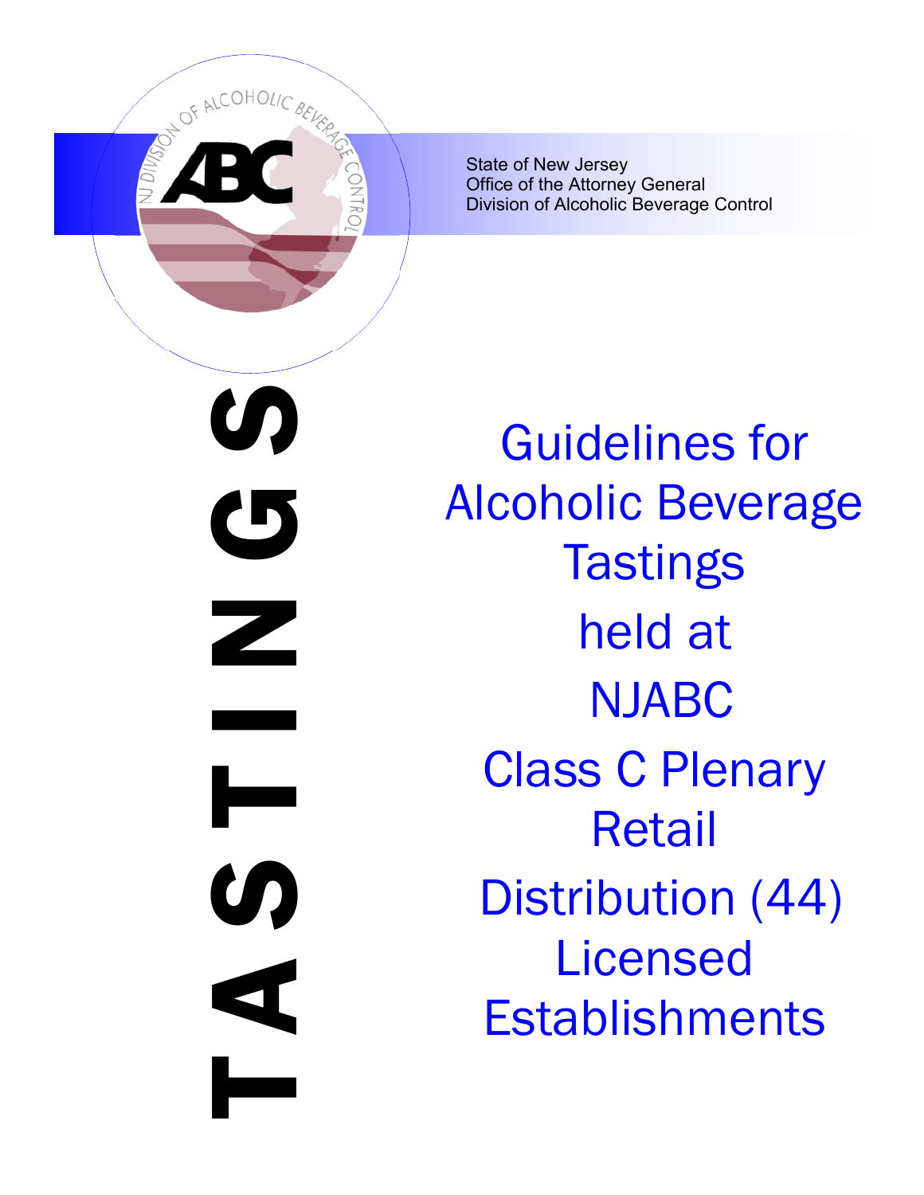State of New Jersey
Office of the Attorney General
Division of Alcoholic Beverage Control

# TASTINGS

# Guidelines for Alcoholic Beverage Tastings held at NJABC Class C Plenary Retail Distribution (44) Licensed Establishments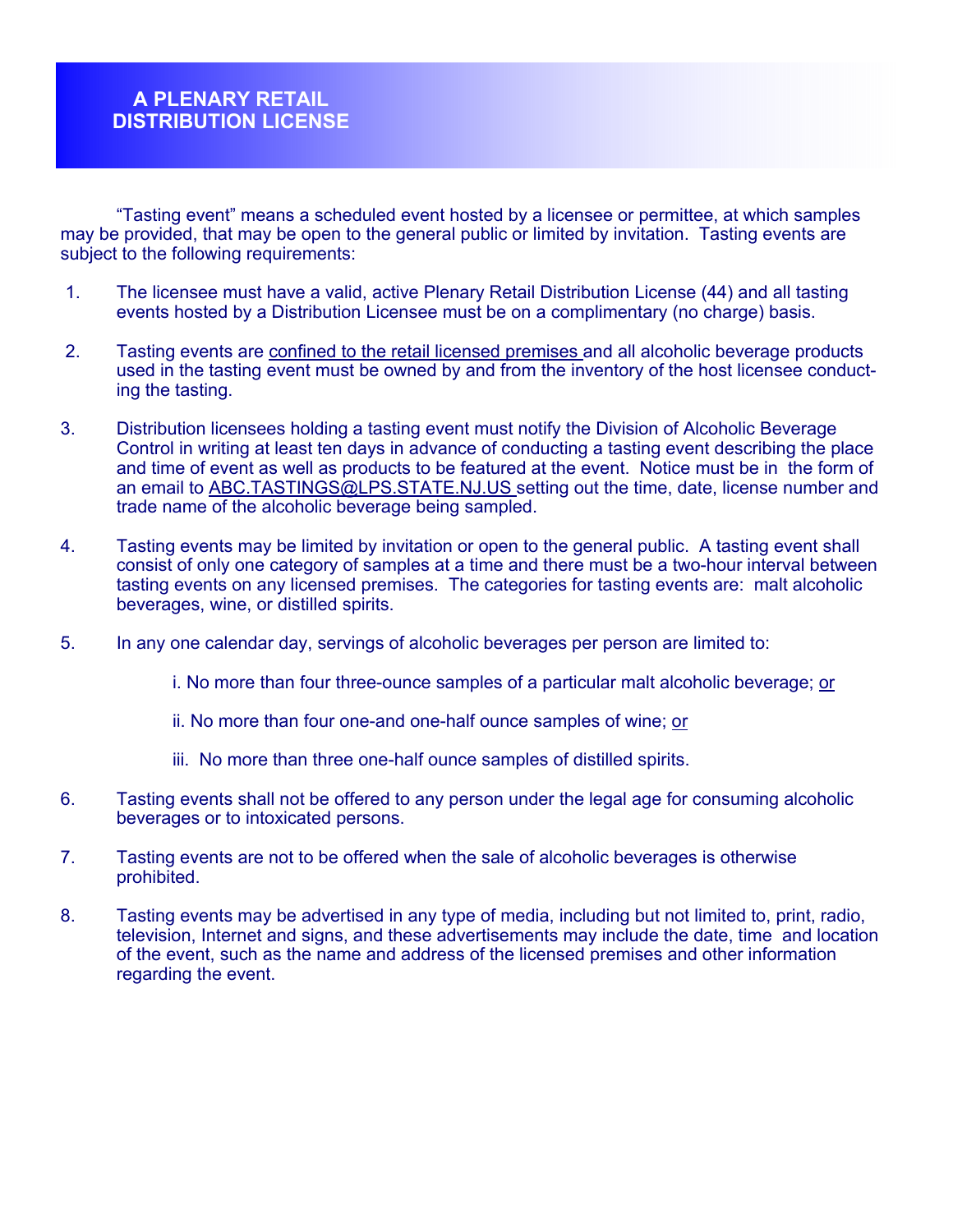# A PLENARY RETAIL DISTRIBUTION LICENSE

"Tasting event" means a scheduled event hosted by a licensee or permittee, at which samples may be provided, that may be open to the general public or limited by invitation. Tasting events are subject to the following requirements:

1. The licensee must have a valid, active Plenary Retail Distribution License (44) and all tasting events hosted by a Distribution Licensee must be on a complimentary (no charge) basis.

2. Tasting events are <u>confined to the retail licensed premises</u> and all alcoholic beverage products used in the tasting event must be owned by and from the inventory of the host licensee conducting the tasting.

3. Distribution licensees holding a tasting event must notify the Division of Alcoholic Beverage Control in writing at least ten days in advance of conducting a tasting event describing the place and time of event as well as products to be featured at the event. Notice must be in the form of an email to <u>ABC.TASTINGS@LPS.STATE.NJ.US</u> setting out the time, date, license number and trade name of the alcoholic beverage being sampled.

4. Tasting events may be limited by invitation or open to the general public. A tasting event shall consist of only one category of samples at a time and there must be a two-hour interval between tasting events on any licensed premises. The categories for tasting events are: malt alcoholic beverages, wine, or distilled spirits.

5. In any one calendar day, servings of alcoholic beverages per person are limited to:

   i. No more than four three-ounce samples of a particular malt alcoholic beverage; <u>or</u>

   ii. No more than four one-and one-half ounce samples of wine; <u>or</u>

   iii. No more than three one-half ounce samples of distilled spirits.

6. Tasting events shall not be offered to any person under the legal age for consuming alcoholic beverages or to intoxicated persons.

7. Tasting events are not to be offered when the sale of alcoholic beverages is otherwise prohibited.

8. Tasting events may be advertised in any type of media, including but not limited to, print, radio, television, Internet and signs, and these advertisements may include the date, time and location of the event, such as the name and address of the licensed premises and other information regarding the event.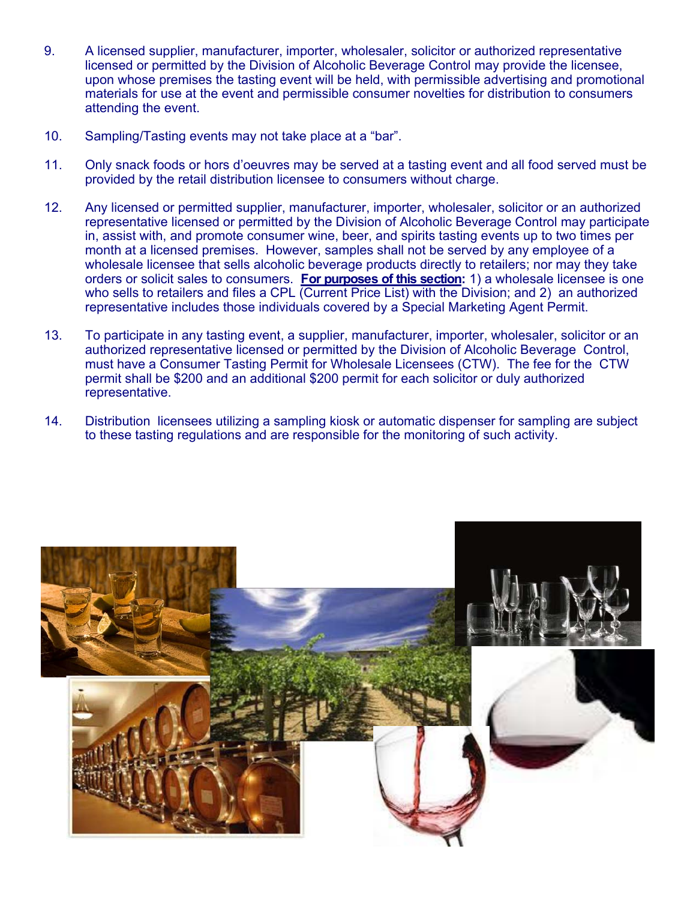9. A licensed supplier, manufacturer, importer, wholesaler, solicitor or authorized representative licensed or permitted by the Division of Alcoholic Beverage Control may provide the licensee, upon whose premises the tasting event will be held, with permissible advertising and promotional materials for use at the event and permissible consumer novelties for distribution to consumers attending the event.

10. Sampling/Tasting events may not take place at a "bar".

11. Only snack foods or hors d'oeuvres may be served at a tasting event and all food served must be provided by the retail distribution licensee to consumers without charge.

12. Any licensed or permitted supplier, manufacturer, importer, wholesaler, solicitor or an authorized representative licensed or permitted by the Division of Alcoholic Beverage Control may participate in, assist with, and promote consumer wine, beer, and spirits tasting events up to two times per month at a licensed premises. However, samples shall not be served by any employee of a wholesale licensee that sells alcoholic beverage products directly to retailers; nor may they take orders or solicit sales to consumers. **<u>For purposes of this section</u>:** 1) a wholesale licensee is one who sells to retailers and files a CPL (Current Price List) with the Division; and 2) an authorized representative includes those individuals covered by a Special Marketing Agent Permit.

13. To participate in any tasting event, a supplier, manufacturer, importer, wholesaler, solicitor or an authorized representative licensed or permitted by the Division of Alcoholic Beverage Control, must have a Consumer Tasting Permit for Wholesale Licensees (CTW). The fee for the CTW permit shall be $200 and an additional $200 permit for each solicitor or duly authorized representative.

14. Distribution licensees utilizing a sampling kiosk or automatic dispenser for sampling are subject to these tasting regulations and are responsible for the monitoring of such activity.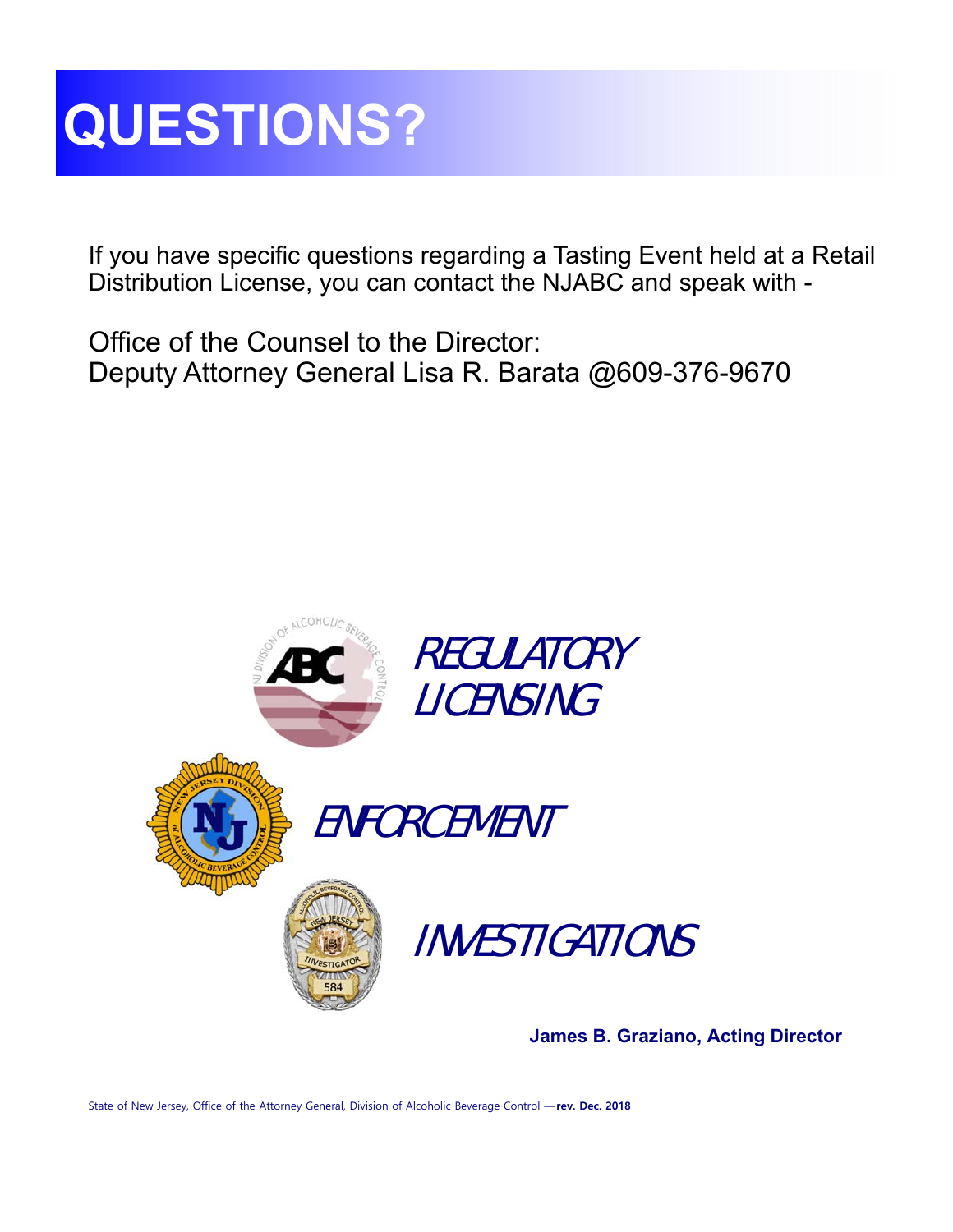# QUESTIONS?

If you have specific questions regarding a Tasting Event held at a Retail Distribution License, you can contact the NJABC and speak with -

Office of the Counsel to the Director:
Deputy Attorney General Lisa R. Barata @609-376-9670

*REGULATORY*
*LICENSING*

*ENFORCEMENT*

*INVESTIGATIONS*

**James B. Graziano, Acting Director**

State of New Jersey, Office of the Attorney General, Division of Alcoholic Beverage Control —**rev. Dec. 2018**